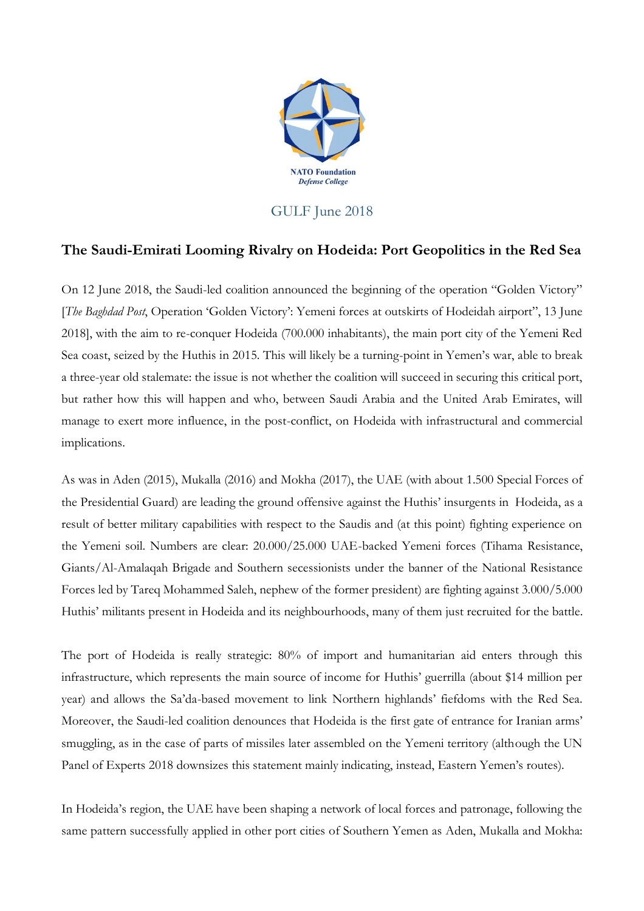NATO Foundation
*Defense College*

GULF June 2018

## The Saudi-Emirati Looming Rivalry on Hodeida: Port Geopolitics in the Red Sea

On 12 June 2018, the Saudi-led coalition announced the beginning of the operation "Golden Victory" [*The Baghdad Post*, Operation 'Golden Victory': Yemeni forces at outskirts of Hodeidah airport", 13 June 2018], with the aim to re-conquer Hodeida (700.000 inhabitants), the main port city of the Yemeni Red Sea coast, seized by the Huthis in 2015. This will likely be a turning-point in Yemen's war, able to break a three-year old stalemate: the issue is not whether the coalition will succeed in securing this critical port, but rather how this will happen and who, between Saudi Arabia and the United Arab Emirates, will manage to exert more influence, in the post-conflict, on Hodeida with infrastructural and commercial implications.

As was in Aden (2015), Mukalla (2016) and Mokha (2017), the UAE (with about 1.500 Special Forces of the Presidential Guard) are leading the ground offensive against the Huthis' insurgents in Hodeida, as a result of better military capabilities with respect to the Saudis and (at this point) fighting experience on the Yemeni soil. Numbers are clear: 20.000/25.000 UAE-backed Yemeni forces (Tihama Resistance, Giants/Al-Amalaqah Brigade and Southern secessionists under the banner of the National Resistance Forces led by Tareq Mohammed Saleh, nephew of the former president) are fighting against 3.000/5.000 Huthis' militants present in Hodeida and its neighbourhoods, many of them just recruited for the battle.

The port of Hodeida is really strategic: 80% of import and humanitarian aid enters through this infrastructure, which represents the main source of income for Huthis' guerrilla (about $14 million per year) and allows the Sa'da-based movement to link Northern highlands' fiefdoms with the Red Sea. Moreover, the Saudi-led coalition denounces that Hodeida is the first gate of entrance for Iranian arms' smuggling, as in the case of parts of missiles later assembled on the Yemeni territory (although the UN Panel of Experts 2018 downsizes this statement mainly indicating, instead, Eastern Yemen's routes).

In Hodeida's region, the UAE have been shaping a network of local forces and patronage, following the same pattern successfully applied in other port cities of Southern Yemen as Aden, Mukalla and Mokha: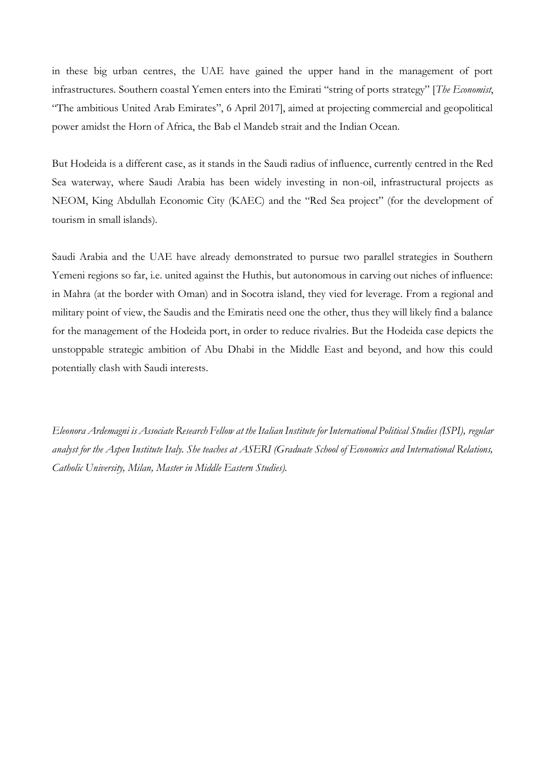in these big urban centres, the UAE have gained the upper hand in the management of port infrastructures. Southern coastal Yemen enters into the Emirati "string of ports strategy" [*The Economist*, "The ambitious United Arab Emirates", 6 April 2017], aimed at projecting commercial and geopolitical power amidst the Horn of Africa, the Bab el Mandeb strait and the Indian Ocean.

But Hodeida is a different case, as it stands in the Saudi radius of influence, currently centred in the Red Sea waterway, where Saudi Arabia has been widely investing in non-oil, infrastructural projects as NEOM, King Abdullah Economic City (KAEC) and the "Red Sea project" (for the development of tourism in small islands).

Saudi Arabia and the UAE have already demonstrated to pursue two parallel strategies in Southern Yemeni regions so far, i.e. united against the Huthis, but autonomous in carving out niches of influence: in Mahra (at the border with Oman) and in Socotra island, they vied for leverage. From a regional and military point of view, the Saudis and the Emiratis need one the other, thus they will likely find a balance for the management of the Hodeida port, in order to reduce rivalries. But the Hodeida case depicts the unstoppable strategic ambition of Abu Dhabi in the Middle East and beyond, and how this could potentially clash with Saudi interests.

*Eleonora Ardemagni is Associate Research Fellow at the Italian Institute for International Political Studies (ISPI), regular analyst for the Aspen Institute Italy. She teaches at ASERI (Graduate School of Economics and International Relations, Catholic University, Milan, Master in Middle Eastern Studies).*